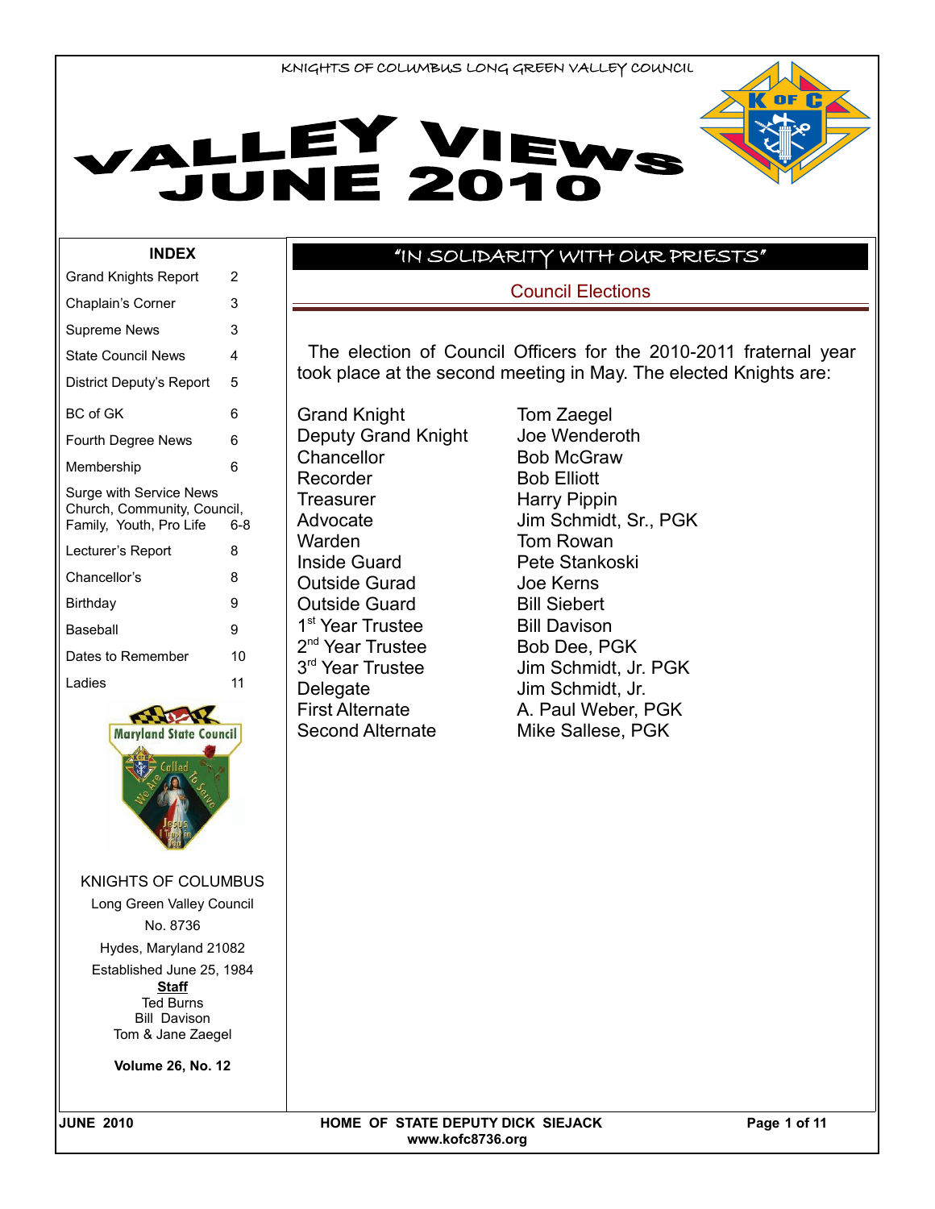KNIGHTS OF COLUMBUS LONG GREEN VALLEY COUNCIL

# VALLEY VIEWS JUNE 2010

## INDEX

| | |
|---|---|
| Grand Knights Report | 2 |
| Chaplain's Corner | 3 |
| Supreme News | 3 |
| State Council News | 4 |
| District Deputy's Report | 5 |
| BC of GK | 6 |
| Fourth Degree News | 6 |
| Membership | 6 |
| Surge with Service News Church, Community, Council, Family, Youth, Pro Life | 6-8 |
| Lecturer's Report | 8 |
| Chancellor's | 8 |
| Birthday | 9 |
| Baseball | 9 |
| Dates to Remember | 10 |
| Ladies | 11 |

Maryland State Council

KNIGHTS OF COLUMBUS
Long Green Valley Council
No. 8736
Hydes, Maryland 21082
Established June 25, 1984

**Staff**
Ted Burns
Bill Davison
Tom & Jane Zaegel

**Volume 26, No. 12**

## "IN SOLIDARITY WITH OUR PRIESTS"

### Council Elections

The election of Council Officers for the 2010-2011 fraternal year took place at the second meeting in May. The elected Knights are:

| | |
|---|---|
| Grand Knight | Tom Zaegel |
| Deputy Grand Knight | Joe Wenderoth |
| Chancellor | Bob McGraw |
| Recorder | Bob Elliott |
| Treasurer | Harry Pippin |
| Advocate | Jim Schmidt, Sr., PGK |
| Warden | Tom Rowan |
| Inside Guard | Pete Stankoski |
| Outside Gurad | Joe Kerns |
| Outside Guard | Bill Siebert |
| 1st Year Trustee | Bill Davison |
| 2nd Year Trustee | Bob Dee, PGK |
| 3rd Year Trustee | Jim Schmidt, Jr. PGK |
| Delegate | Jim Schmidt, Jr. |
| First Alternate | A. Paul Weber, PGK |
| Second Alternate | Mike Sallese, PGK |

**HOME OF STATE DEPUTY DICK SIEJACK**
**www.kofc8736.org**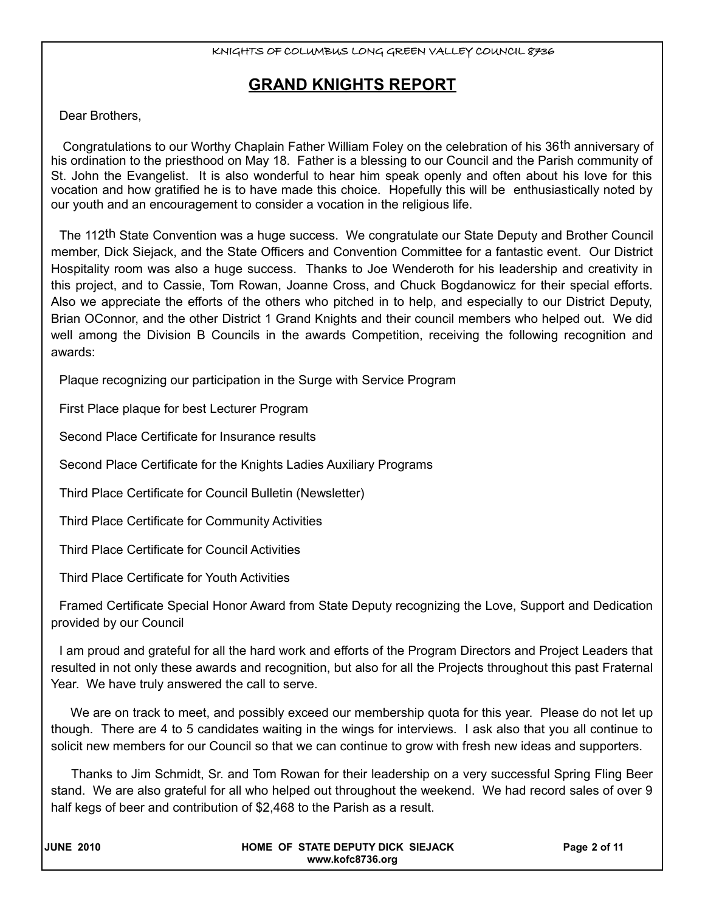# GRAND KNIGHTS REPORT

Dear Brothers,

Congratulations to our Worthy Chaplain Father William Foley on the celebration of his 36th anniversary of his ordination to the priesthood on May 18. Father is a blessing to our Council and the Parish community of St. John the Evangelist. It is also wonderful to hear him speak openly and often about his love for this vocation and how gratified he is to have made this choice. Hopefully this will be enthusiastically noted by our youth and an encouragement to consider a vocation in the religious life.

The 112th State Convention was a huge success. We congratulate our State Deputy and Brother Council member, Dick Siejack, and the State Officers and Convention Committee for a fantastic event. Our District Hospitality room was also a huge success. Thanks to Joe Wenderoth for his leadership and creativity in this project, and to Cassie, Tom Rowan, Joanne Cross, and Chuck Bogdanowicz for their special efforts. Also we appreciate the efforts of the others who pitched in to help, and especially to our District Deputy, Brian OConnor, and the other District 1 Grand Knights and their council members who helped out. We did well among the Division B Councils in the awards Competition, receiving the following recognition and awards:

Plaque recognizing our participation in the Surge with Service Program

First Place plaque for best Lecturer Program

Second Place Certificate for Insurance results

Second Place Certificate for the Knights Ladies Auxiliary Programs

Third Place Certificate for Council Bulletin (Newsletter)

Third Place Certificate for Community Activities

Third Place Certificate for Council Activities

Third Place Certificate for Youth Activities

Framed Certificate Special Honor Award from State Deputy recognizing the Love, Support and Dedication provided by our Council

I am proud and grateful for all the hard work and efforts of the Program Directors and Project Leaders that resulted in not only these awards and recognition, but also for all the Projects throughout this past Fraternal Year. We have truly answered the call to serve.

We are on track to meet, and possibly exceed our membership quota for this year. Please do not let up though. There are 4 to 5 candidates waiting in the wings for interviews. I ask also that you all continue to solicit new members for our Council so that we can continue to grow with fresh new ideas and supporters.

Thanks to Jim Schmidt, Sr. and Tom Rowan for their leadership on a very successful Spring Fling Beer stand. We are also grateful for all who helped out throughout the weekend. We had record sales of over 9 half kegs of beer and contribution of $2,468 to the Parish as a result.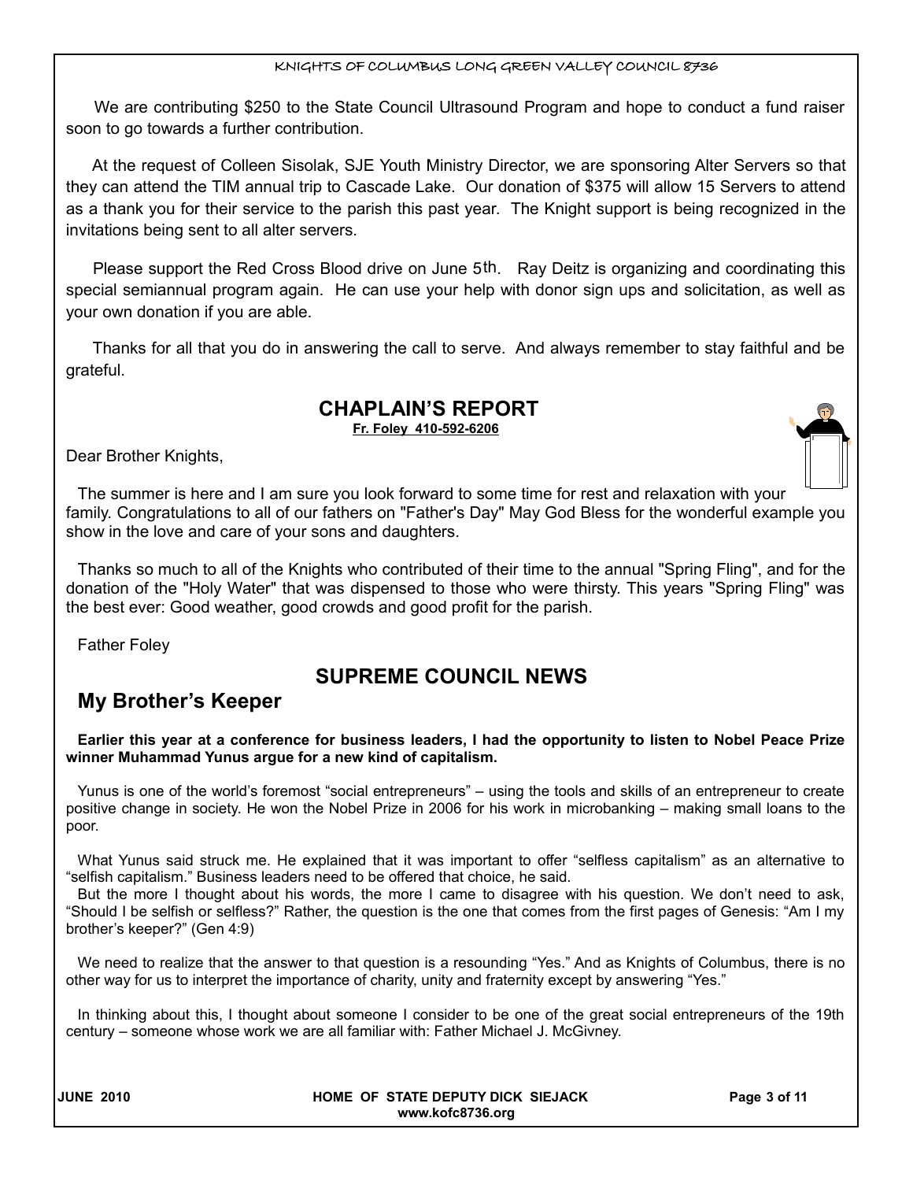We are contributing $250 to the State Council Ultrasound Program and hope to conduct a fund raiser soon to go towards a further contribution.

At the request of Colleen Sisolak, SJE Youth Ministry Director, we are sponsoring Alter Servers so that they can attend the TIM annual trip to Cascade Lake. Our donation of $375 will allow 15 Servers to attend as a thank you for their service to the parish this past year. The Knight support is being recognized in the invitations being sent to all alter servers.

Please support the Red Cross Blood drive on June 5th. Ray Deitz is organizing and coordinating this special semiannual program again. He can use your help with donor sign ups and solicitation, as well as your own donation if you are able.

Thanks for all that you do in answering the call to serve. And always remember to stay faithful and be grateful.

## CHAPLAIN'S REPORT

**Fr. Foley 410-592-6206**

Dear Brother Knights,

The summer is here and I am sure you look forward to some time for rest and relaxation with your family. Congratulations to all of our fathers on "Father's Day" May God Bless for the wonderful example you show in the love and care of your sons and daughters.

Thanks so much to all of the Knights who contributed of their time to the annual "Spring Fling", and for the donation of the "Holy Water" that was dispensed to those who were thirsty. This years "Spring Fling" was the best ever: Good weather, good crowds and good profit for the parish.

Father Foley

## SUPREME COUNCIL NEWS

### My Brother's Keeper

**Earlier this year at a conference for business leaders, I had the opportunity to listen to Nobel Peace Prize winner Muhammad Yunus argue for a new kind of capitalism.**

Yunus is one of the world's foremost "social entrepreneurs" – using the tools and skills of an entrepreneur to create positive change in society. He won the Nobel Prize in 2006 for his work in microbanking – making small loans to the poor.

What Yunus said struck me. He explained that it was important to offer "selfless capitalism" as an alternative to "selfish capitalism." Business leaders need to be offered that choice, he said.

But the more I thought about his words, the more I came to disagree with his question. We don't need to ask, "Should I be selfish or selfless?" Rather, the question is the one that comes from the first pages of Genesis: "Am I my brother's keeper?" (Gen 4:9)

We need to realize that the answer to that question is a resounding "Yes." And as Knights of Columbus, there is no other way for us to interpret the importance of charity, unity and fraternity except by answering "Yes."

In thinking about this, I thought about someone I consider to be one of the great social entrepreneurs of the 19th century – someone whose work we are all familiar with: Father Michael J. McGivney.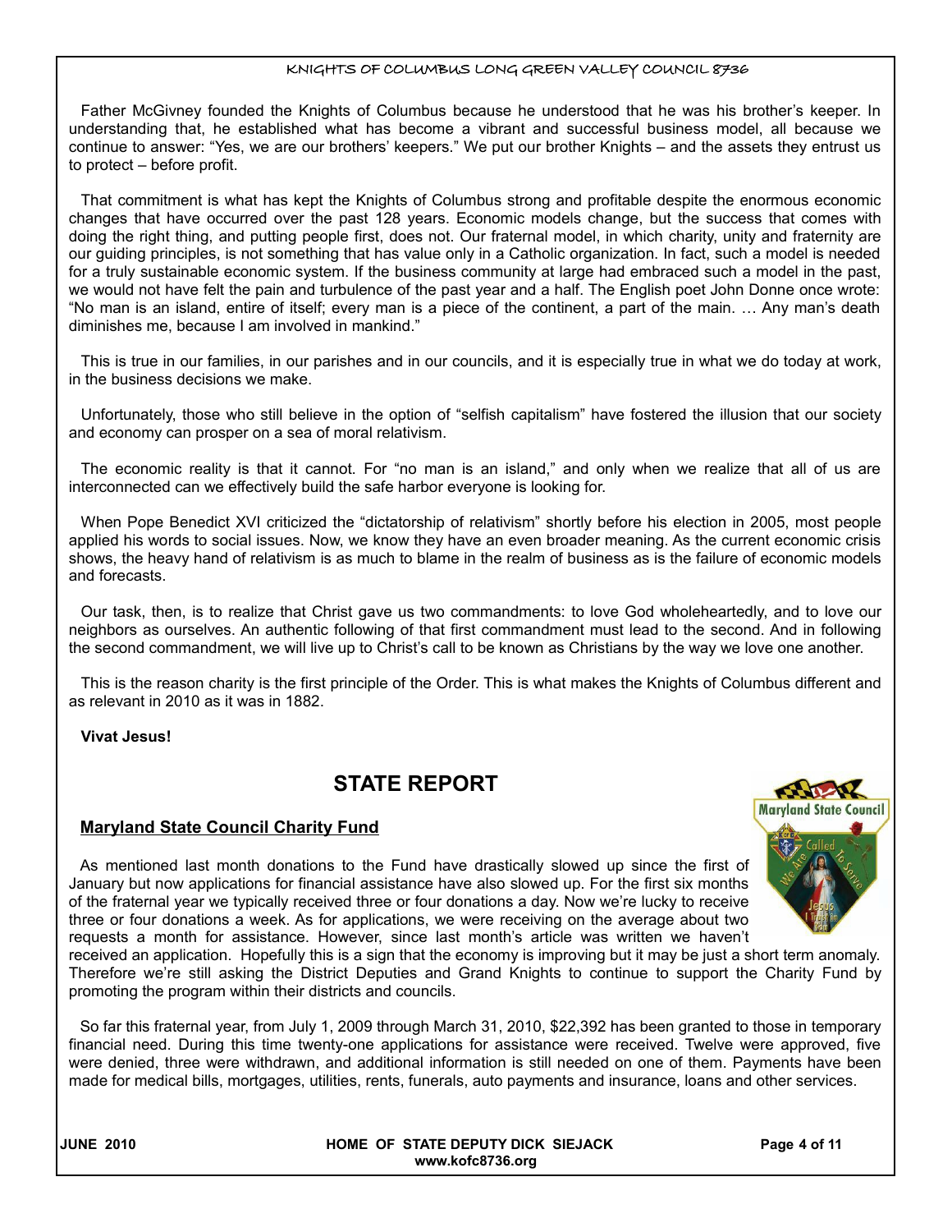Father McGivney founded the Knights of Columbus because he understood that he was his brother's keeper. In understanding that, he established what has become a vibrant and successful business model, all because we continue to answer: "Yes, we are our brothers' keepers." We put our brother Knights – and the assets they entrust us to protect – before profit.

That commitment is what has kept the Knights of Columbus strong and profitable despite the enormous economic changes that have occurred over the past 128 years. Economic models change, but the success that comes with doing the right thing, and putting people first, does not. Our fraternal model, in which charity, unity and fraternity are our guiding principles, is not something that has value only in a Catholic organization. In fact, such a model is needed for a truly sustainable economic system. If the business community at large had embraced such a model in the past, we would not have felt the pain and turbulence of the past year and a half. The English poet John Donne once wrote: "No man is an island, entire of itself; every man is a piece of the continent, a part of the main. … Any man's death diminishes me, because I am involved in mankind."

This is true in our families, in our parishes and in our councils, and it is especially true in what we do today at work, in the business decisions we make.

Unfortunately, those who still believe in the option of "selfish capitalism" have fostered the illusion that our society and economy can prosper on a sea of moral relativism.

The economic reality is that it cannot. For "no man is an island," and only when we realize that all of us are interconnected can we effectively build the safe harbor everyone is looking for.

When Pope Benedict XVI criticized the "dictatorship of relativism" shortly before his election in 2005, most people applied his words to social issues. Now, we know they have an even broader meaning. As the current economic crisis shows, the heavy hand of relativism is as much to blame in the realm of business as is the failure of economic models and forecasts.

Our task, then, is to realize that Christ gave us two commandments: to love God wholeheartedly, and to love our neighbors as ourselves. An authentic following of that first commandment must lead to the second. And in following the second commandment, we will live up to Christ's call to be known as Christians by the way we love one another.

This is the reason charity is the first principle of the Order. This is what makes the Knights of Columbus different and as relevant in 2010 as it was in 1882.

**Vivat Jesus!**

## STATE REPORT

### Maryland State Council Charity Fund

As mentioned last month donations to the Fund have drastically slowed up since the first of January but now applications for financial assistance have also slowed up. For the first six months of the fraternal year we typically received three or four donations a day. Now we're lucky to receive three or four donations a week. As for applications, we were receiving on the average about two requests a month for assistance. However, since last month's article was written we haven't received an application. Hopefully this is a sign that the economy is improving but it may be just a short term anomaly. Therefore we're still asking the District Deputies and Grand Knights to continue to support the Charity Fund by promoting the program within their districts and councils.

So far this fraternal year, from July 1, 2009 through March 31, 2010, $22,392 has been granted to those in temporary financial need. During this time twenty-one applications for assistance were received. Twelve were approved, five were denied, three were withdrawn, and additional information is still needed on one of them. Payments have been made for medical bills, mortgages, utilities, rents, funerals, auto payments and insurance, loans and other services.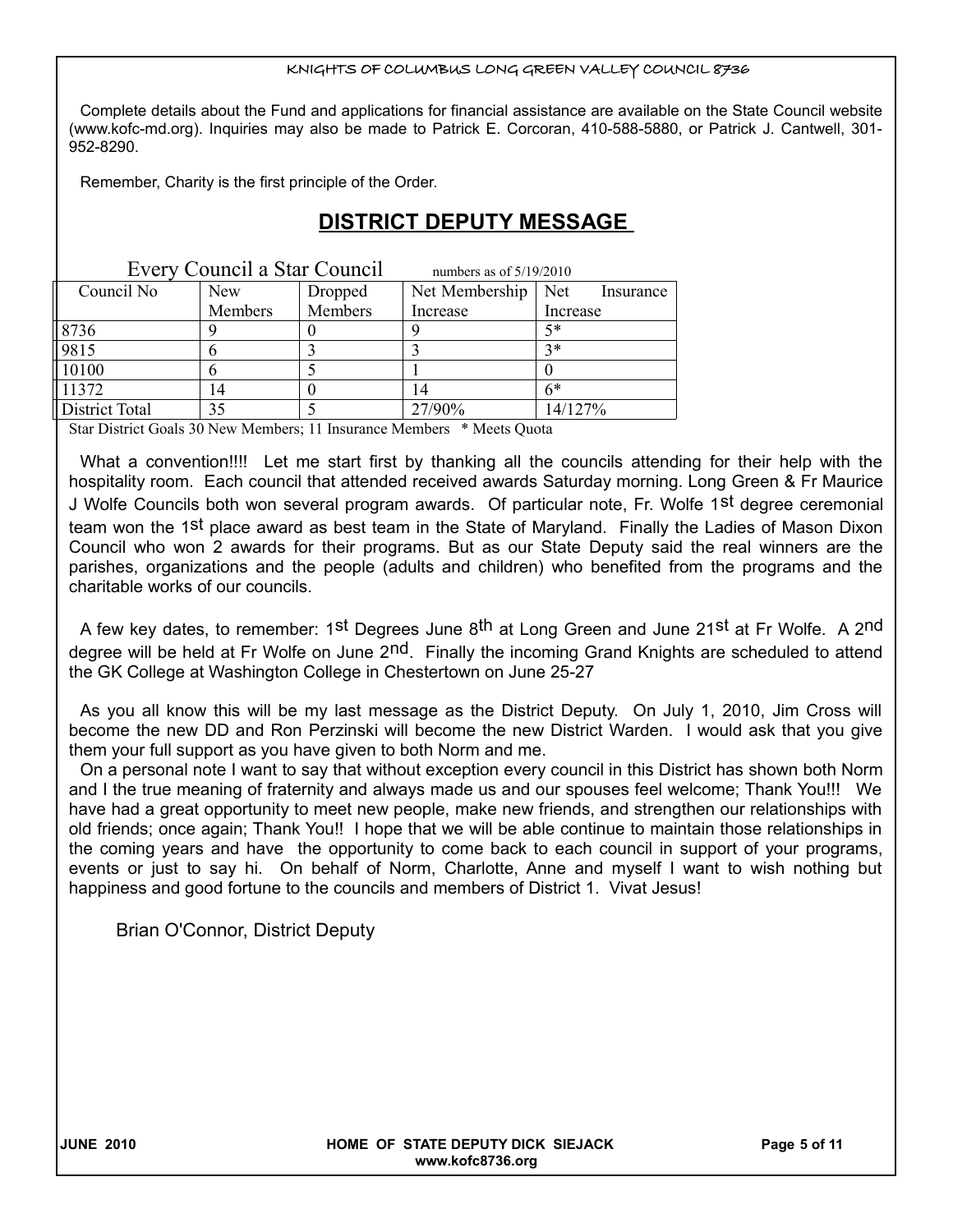Complete details about the Fund and applications for financial assistance are available on the State Council website (www.kofc-md.org). Inquiries may also be made to Patrick E. Corcoran, 410-588-5880, or Patrick J. Cantwell, 301-952-8290.

Remember, Charity is the first principle of the Order.

## DISTRICT DEPUTY MESSAGE

Every Council a Star Council numbers as of 5/19/2010

| Council No | New Members | Dropped Members | Net Membership Increase | Net Insurance Increase |
|---|---|---|---|---|
| 8736 | 9 | 0 | 9 | 5* |
| 9815 | 6 | 3 | 3 | 3* |
| 10100 | 6 | 5 | 1 | 0 |
| 11372 | 14 | 0 | 14 | 6* |
| District Total | 35 | 5 | 27/90% | 14/127% |

Star District Goals 30 New Members; 11 Insurance Members * Meets Quota

What a convention!!!! Let me start first by thanking all the councils attending for their help with the hospitality room. Each council that attended received awards Saturday morning. Long Green & Fr Maurice J Wolfe Councils both won several program awards. Of particular note, Fr. Wolfe 1st degree ceremonial team won the 1st place award as best team in the State of Maryland. Finally the Ladies of Mason Dixon Council who won 2 awards for their programs. But as our State Deputy said the real winners are the parishes, organizations and the people (adults and children) who benefited from the programs and the charitable works of our councils.

A few key dates, to remember: 1st Degrees June 8th at Long Green and June 21st at Fr Wolfe. A 2nd degree will be held at Fr Wolfe on June 2nd. Finally the incoming Grand Knights are scheduled to attend the GK College at Washington College in Chestertown on June 25-27

As you all know this will be my last message as the District Deputy. On July 1, 2010, Jim Cross will become the new DD and Ron Perzinski will become the new District Warden. I would ask that you give them your full support as you have given to both Norm and me.

On a personal note I want to say that without exception every council in this District has shown both Norm and I the true meaning of fraternity and always made us and our spouses feel welcome; Thank You!!! We have had a great opportunity to meet new people, make new friends, and strengthen our relationships with old friends; once again; Thank You!! I hope that we will be able continue to maintain those relationships in the coming years and have the opportunity to come back to each council in support of your programs, events or just to say hi. On behalf of Norm, Charlotte, Anne and myself I want to wish nothing but happiness and good fortune to the councils and members of District 1. Vivat Jesus!

Brian O'Connor, District Deputy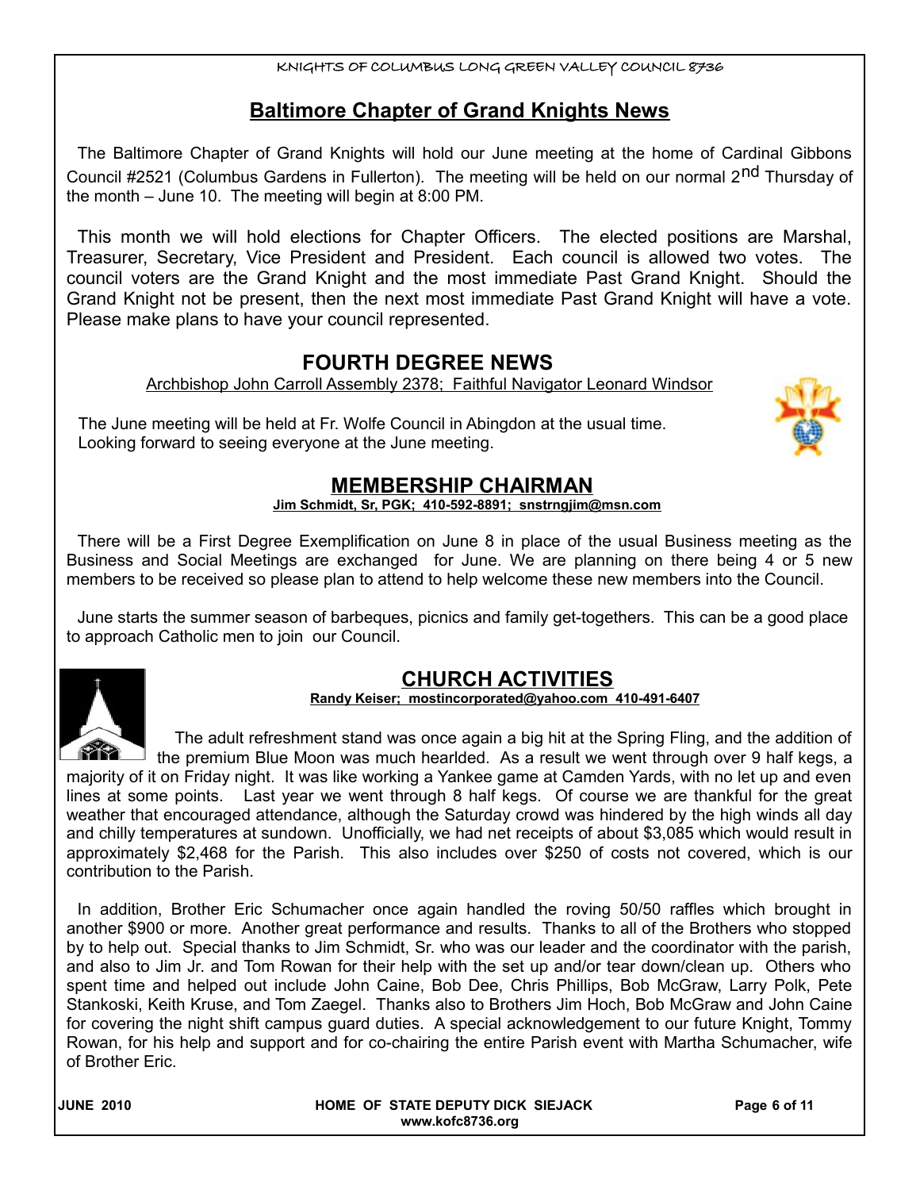## Baltimore Chapter of Grand Knights News

The Baltimore Chapter of Grand Knights will hold our June meeting at the home of Cardinal Gibbons Council #2521 (Columbus Gardens in Fullerton). The meeting will be held on our normal 2nd Thursday of the month – June 10. The meeting will begin at 8:00 PM.

This month we will hold elections for Chapter Officers. The elected positions are Marshal, Treasurer, Secretary, Vice President and President. Each council is allowed two votes. The council voters are the Grand Knight and the most immediate Past Grand Knight. Should the Grand Knight not be present, then the next most immediate Past Grand Knight will have a vote. Please make plans to have your council represented.

## FOURTH DEGREE NEWS

Archbishop John Carroll Assembly 2378; Faithful Navigator Leonard Windsor

The June meeting will be held at Fr. Wolfe Council in Abingdon at the usual time. Looking forward to seeing everyone at the June meeting.

## MEMBERSHIP CHAIRMAN

**Jim Schmidt, Sr, PGK; 410-592-8891; snstrngjim@msn.com**

There will be a First Degree Exemplification on June 8 in place of the usual Business meeting as the Business and Social Meetings are exchanged for June. We are planning on there being 4 or 5 new members to be received so please plan to attend to help welcome these new members into the Council.

June starts the summer season of barbeques, picnics and family get-togethers. This can be a good place to approach Catholic men to join our Council.

## CHURCH ACTIVITIES

**Randy Keiser; mostincorporated@yahoo.com 410-491-6407**

The adult refreshment stand was once again a big hit at the Spring Fling, and the addition of the premium Blue Moon was much hearlded. As a result we went through over 9 half kegs, a majority of it on Friday night. It was like working a Yankee game at Camden Yards, with no let up and even lines at some points. Last year we went through 8 half kegs. Of course we are thankful for the great weather that encouraged attendance, although the Saturday crowd was hindered by the high winds all day and chilly temperatures at sundown. Unofficially, we had net receipts of about $3,085 which would result in approximately $2,468 for the Parish. This also includes over $250 of costs not covered, which is our contribution to the Parish.

In addition, Brother Eric Schumacher once again handled the roving 50/50 raffles which brought in another $900 or more. Another great performance and results. Thanks to all of the Brothers who stopped by to help out. Special thanks to Jim Schmidt, Sr. who was our leader and the coordinator with the parish, and also to Jim Jr. and Tom Rowan for their help with the set up and/or tear down/clean up. Others who spent time and helped out include John Caine, Bob Dee, Chris Phillips, Bob McGraw, Larry Polk, Pete Stankoski, Keith Kruse, and Tom Zaegel. Thanks also to Brothers Jim Hoch, Bob McGraw and John Caine for covering the night shift campus guard duties. A special acknowledgement to our future Knight, Tommy Rowan, for his help and support and for co-chairing the entire Parish event with Martha Schumacher, wife of Brother Eric.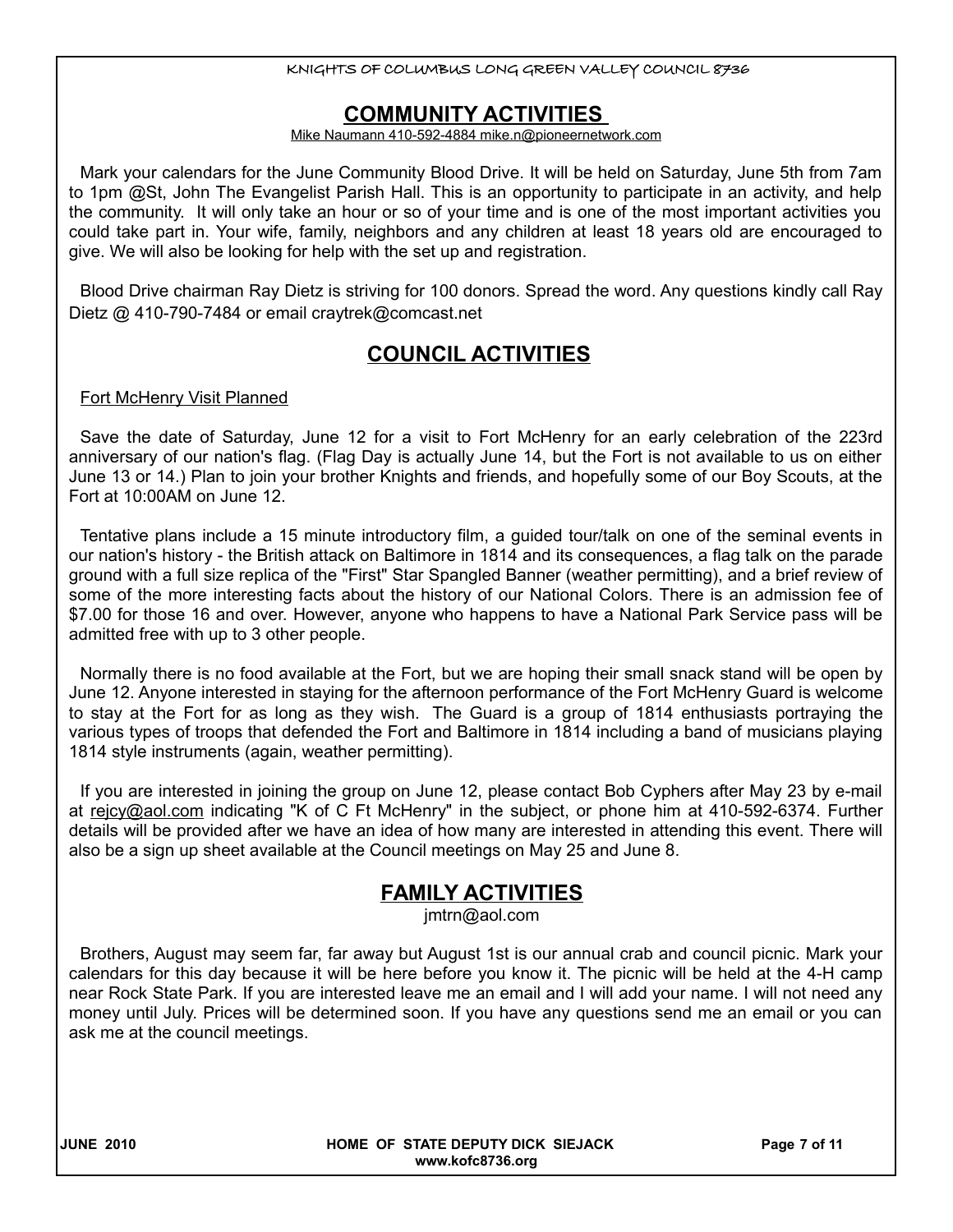## COMMUNITY ACTIVITIES

Mike Naumann 410-592-4884 mike.n@pioneernetwork.com

Mark your calendars for the June Community Blood Drive. It will be held on Saturday, June 5th from 7am to 1pm @St, John The Evangelist Parish Hall. This is an opportunity to participate in an activity, and help the community. It will only take an hour or so of your time and is one of the most important activities you could take part in. Your wife, family, neighbors and any children at least 18 years old are encouraged to give. We will also be looking for help with the set up and registration.

Blood Drive chairman Ray Dietz is striving for 100 donors. Spread the word. Any questions kindly call Ray Dietz @ 410-790-7484 or email craytrek@comcast.net

## COUNCIL ACTIVITIES

Fort McHenry Visit Planned

Save the date of Saturday, June 12 for a visit to Fort McHenry for an early celebration of the 223rd anniversary of our nation's flag. (Flag Day is actually June 14, but the Fort is not available to us on either June 13 or 14.) Plan to join your brother Knights and friends, and hopefully some of our Boy Scouts, at the Fort at 10:00AM on June 12.

Tentative plans include a 15 minute introductory film, a guided tour/talk on one of the seminal events in our nation's history - the British attack on Baltimore in 1814 and its consequences, a flag talk on the parade ground with a full size replica of the "First" Star Spangled Banner (weather permitting), and a brief review of some of the more interesting facts about the history of our National Colors. There is an admission fee of $7.00 for those 16 and over. However, anyone who happens to have a National Park Service pass will be admitted free with up to 3 other people.

Normally there is no food available at the Fort, but we are hoping their small snack stand will be open by June 12. Anyone interested in staying for the afternoon performance of the Fort McHenry Guard is welcome to stay at the Fort for as long as they wish. The Guard is a group of 1814 enthusiasts portraying the various types of troops that defended the Fort and Baltimore in 1814 including a band of musicians playing 1814 style instruments (again, weather permitting).

If you are interested in joining the group on June 12, please contact Bob Cyphers after May 23 by e-mail at rejcy@aol.com indicating "K of C Ft McHenry" in the subject, or phone him at 410-592-6374. Further details will be provided after we have an idea of how many are interested in attending this event. There will also be a sign up sheet available at the Council meetings on May 25 and June 8.

## FAMILY ACTIVITIES

jmtrn@aol.com

Brothers, August may seem far, far away but August 1st is our annual crab and council picnic. Mark your calendars for this day because it will be here before you know it. The picnic will be held at the 4-H camp near Rock State Park. If you are interested leave me an email and I will add your name. I will not need any money until July. Prices will be determined soon. If you have any questions send me an email or you can ask me at the council meetings.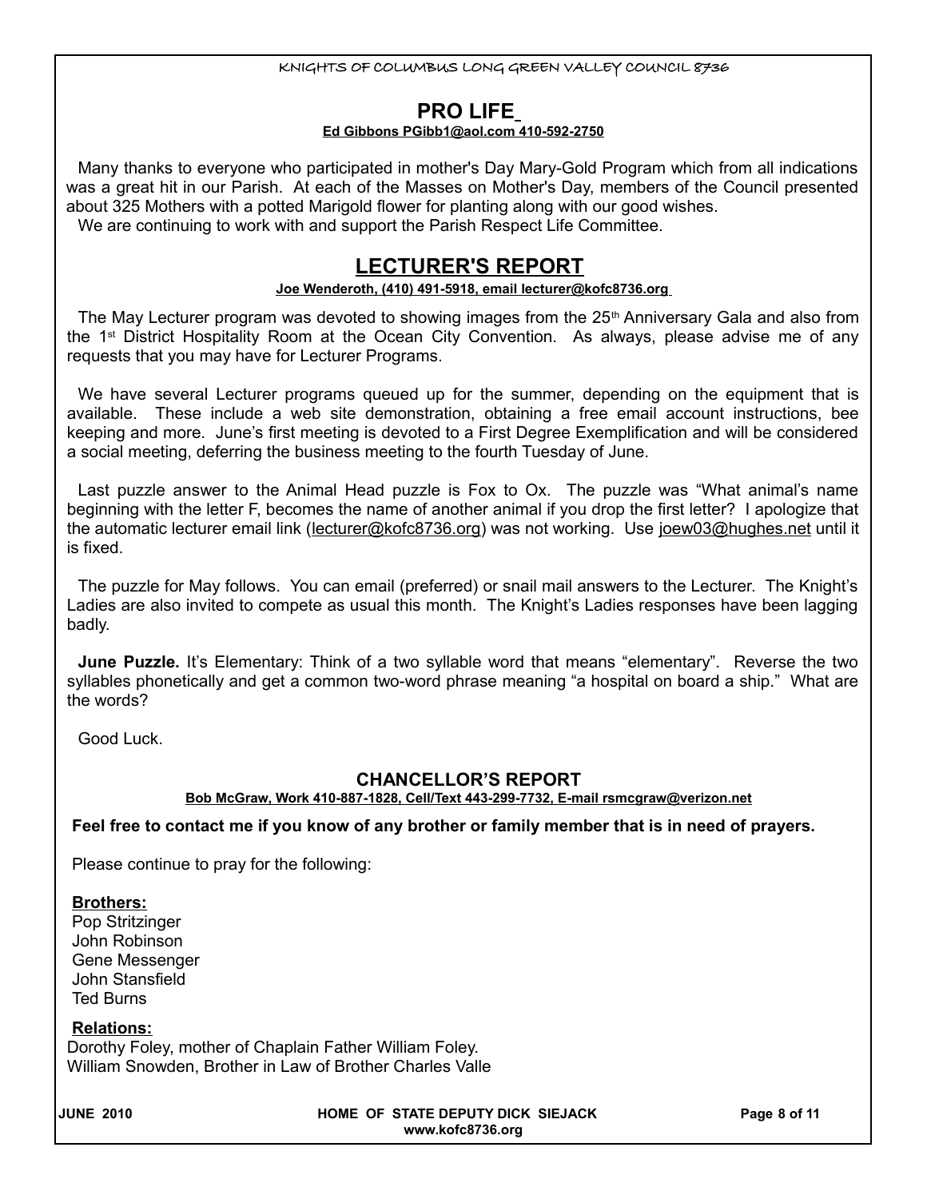## PRO LIFE

**Ed Gibbons PGibb1@aol.com 410-592-2750**

Many thanks to everyone who participated in mother's Day Mary-Gold Program which from all indications was a great hit in our Parish. At each of the Masses on Mother's Day, members of the Council presented about 325 Mothers with a potted Marigold flower for planting along with our good wishes.

We are continuing to work with and support the Parish Respect Life Committee.

## LECTURER'S REPORT

**Joe Wenderoth, (410) 491-5918, email lecturer@kofc8736.org**

The May Lecturer program was devoted to showing images from the 25th Anniversary Gala and also from the 1st District Hospitality Room at the Ocean City Convention. As always, please advise me of any requests that you may have for Lecturer Programs.

We have several Lecturer programs queued up for the summer, depending on the equipment that is available. These include a web site demonstration, obtaining a free email account instructions, bee keeping and more. June's first meeting is devoted to a First Degree Exemplification and will be considered a social meeting, deferring the business meeting to the fourth Tuesday of June.

Last puzzle answer to the Animal Head puzzle is Fox to Ox. The puzzle was "What animal's name beginning with the letter F, becomes the name of another animal if you drop the first letter? I apologize that the automatic lecturer email link (lecturer@kofc8736.org) was not working. Use joew03@hughes.net until it is fixed.

The puzzle for May follows. You can email (preferred) or snail mail answers to the Lecturer. The Knight's Ladies are also invited to compete as usual this month. The Knight's Ladies responses have been lagging badly.

**June Puzzle.** It's Elementary: Think of a two syllable word that means "elementary". Reverse the two syllables phonetically and get a common two-word phrase meaning "a hospital on board a ship." What are the words?

Good Luck.

### CHANCELLOR'S REPORT

**Bob McGraw, Work 410-887-1828, Cell/Text 443-299-7732, E-mail rsmcgraw@verizon.net**

**Feel free to contact me if you know of any brother or family member that is in need of prayers.**

Please continue to pray for the following:

**Brothers:**

Pop Stritzinger
John Robinson
Gene Messenger
John Stansfield
Ted Burns

**Relations:**

Dorothy Foley, mother of Chaplain Father William Foley.
William Snowden, Brother in Law of Brother Charles Valle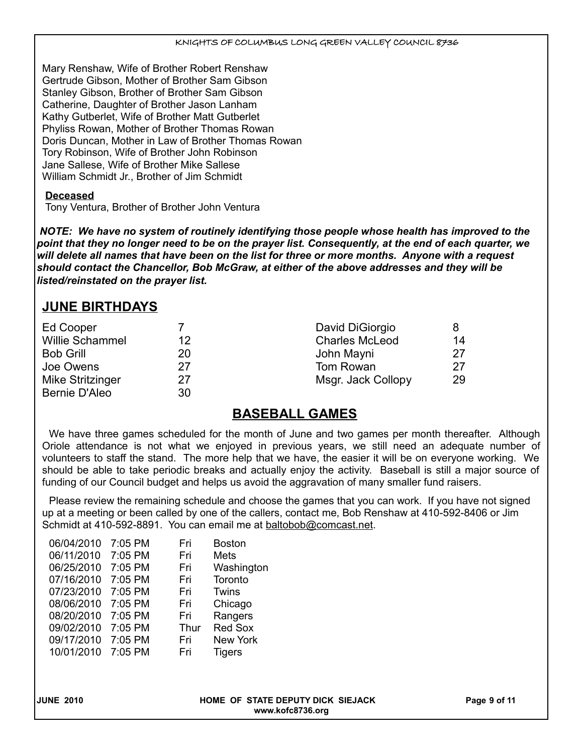Mary Renshaw, Wife of Brother Robert Renshaw
Gertrude Gibson, Mother of Brother Sam Gibson
Stanley Gibson, Brother of Brother Sam Gibson
Catherine, Daughter of Brother Jason Lanham
Kathy Gutberlet, Wife of Brother Matt Gutberlet
Phyliss Rowan, Mother of Brother Thomas Rowan
Doris Duncan, Mother in Law of Brother Thomas Rowan
Tory Robinson, Wife of Brother John Robinson
Jane Sallese, Wife of Brother Mike Sallese
William Schmidt Jr., Brother of Jim Schmidt

**Deceased**

Tony Ventura, Brother of Brother John Ventura

***NOTE: We have no system of routinely identifying those people whose health has improved to the point that they no longer need to be on the prayer list. Consequently, at the end of each quarter, we will delete all names that have been on the list for three or more months. Anyone with a request should contact the Chancellor, Bob McGraw, at either of the above addresses and they will be listed/reinstated on the prayer list.***

## JUNE BIRTHDAYS

| | | | |
|---|---|---|---|
| Ed Cooper | 7 | David DiGiorgio | 8 |
| Willie Schammel | 12 | Charles McLeod | 14 |
| Bob Grill | 20 | John Mayni | 27 |
| Joe Owens | 27 | Tom Rowan | 27 |
| Mike Stritzinger | 27 | Msgr. Jack Collopy | 29 |
| Bernie D'Aleo | 30 | | |

## BASEBALL GAMES

We have three games scheduled for the month of June and two games per month thereafter. Although Oriole attendance is not what we enjoyed in previous years, we still need an adequate number of volunteers to staff the stand. The more help that we have, the easier it will be on everyone working. We should be able to take periodic breaks and actually enjoy the activity. Baseball is still a major source of funding of our Council budget and helps us avoid the aggravation of many smaller fund raisers.

Please review the remaining schedule and choose the games that you can work. If you have not signed up at a meeting or been called by one of the callers, contact me, Bob Renshaw at 410-592-8406 or Jim Schmidt at 410-592-8891. You can email me at baltobob@comcast.net.

| | | | |
|---|---|---|---|
| 06/04/2010 | 7:05 PM | Fri | Boston |
| 06/11/2010 | 7:05 PM | Fri | Mets |
| 06/25/2010 | 7:05 PM | Fri | Washington |
| 07/16/2010 | 7:05 PM | Fri | Toronto |
| 07/23/2010 | 7:05 PM | Fri | Twins |
| 08/06/2010 | 7:05 PM | Fri | Chicago |
| 08/20/2010 | 7:05 PM | Fri | Rangers |
| 09/02/2010 | 7:05 PM | Thur | Red Sox |
| 09/17/2010 | 7:05 PM | Fri | New York |
| 10/01/2010 | 7:05 PM | Fri | Tigers |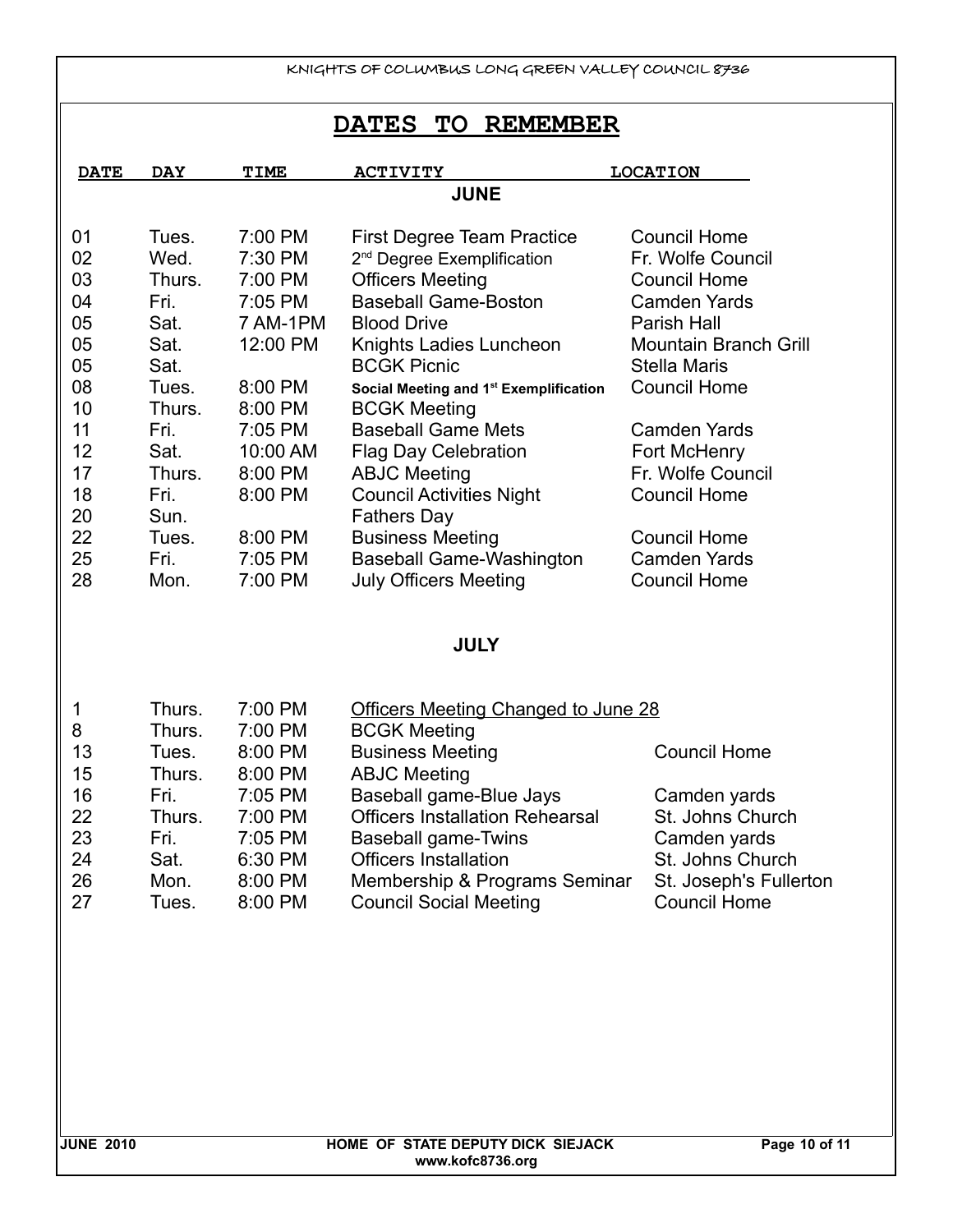## DATES TO REMEMBER

| DATE | DAY | TIME | ACTIVITY | LOCATION |
|---|---|---|---|---|
| | | | **JUNE** | |
| 01 | Tues. | 7:00 PM | First Degree Team Practice | Council Home |
| 02 | Wed. | 7:30 PM | 2nd Degree Exemplification | Fr. Wolfe Council |
| 03 | Thurs. | 7:00 PM | Officers Meeting | Council Home |
| 04 | Fri. | 7:05 PM | Baseball Game-Boston | Camden Yards |
| 05 | Sat. | 7 AM-1PM | Blood Drive | Parish Hall |
| 05 | Sat. | 12:00 PM | Knights Ladies Luncheon | Mountain Branch Grill |
| 05 | Sat. | | BCGK Picnic | Stella Maris |
| 08 | Tues. | 8:00 PM | **Social Meeting and 1st Exemplification** | Council Home |
| 10 | Thurs. | 8:00 PM | BCGK Meeting | |
| 11 | Fri. | 7:05 PM | Baseball Game Mets | Camden Yards |
| 12 | Sat. | 10:00 AM | Flag Day Celebration | Fort McHenry |
| 17 | Thurs. | 8:00 PM | ABJC Meeting | Fr. Wolfe Council |
| 18 | Fri. | 8:00 PM | Council Activities Night | Council Home |
| 20 | Sun. | | Fathers Day | |
| 22 | Tues. | 8:00 PM | Business Meeting | Council Home |
| 25 | Fri. | 7:05 PM | Baseball Game-Washington | Camden Yards |
| 28 | Mon. | 7:00 PM | July Officers Meeting | Council Home |
| | | | **JULY** | |
| 1 | Thurs. | 7:00 PM | Officers Meeting Changed to June 28 | |
| 8 | Thurs. | 7:00 PM | BCGK Meeting | |
| 13 | Tues. | 8:00 PM | Business Meeting | Council Home |
| 15 | Thurs. | 8:00 PM | ABJC Meeting | |
| 16 | Fri. | 7:05 PM | Baseball game-Blue Jays | Camden yards |
| 22 | Thurs. | 7:00 PM | Officers Installation Rehearsal | St. Johns Church |
| 23 | Fri. | 7:05 PM | Baseball game-Twins | Camden yards |
| 24 | Sat. | 6:30 PM | Officers Installation | St. Johns Church |
| 26 | Mon. | 8:00 PM | Membership & Programs Seminar | St. Joseph's Fullerton |
| 27 | Tues. | 8:00 PM | Council Social Meeting | Council Home |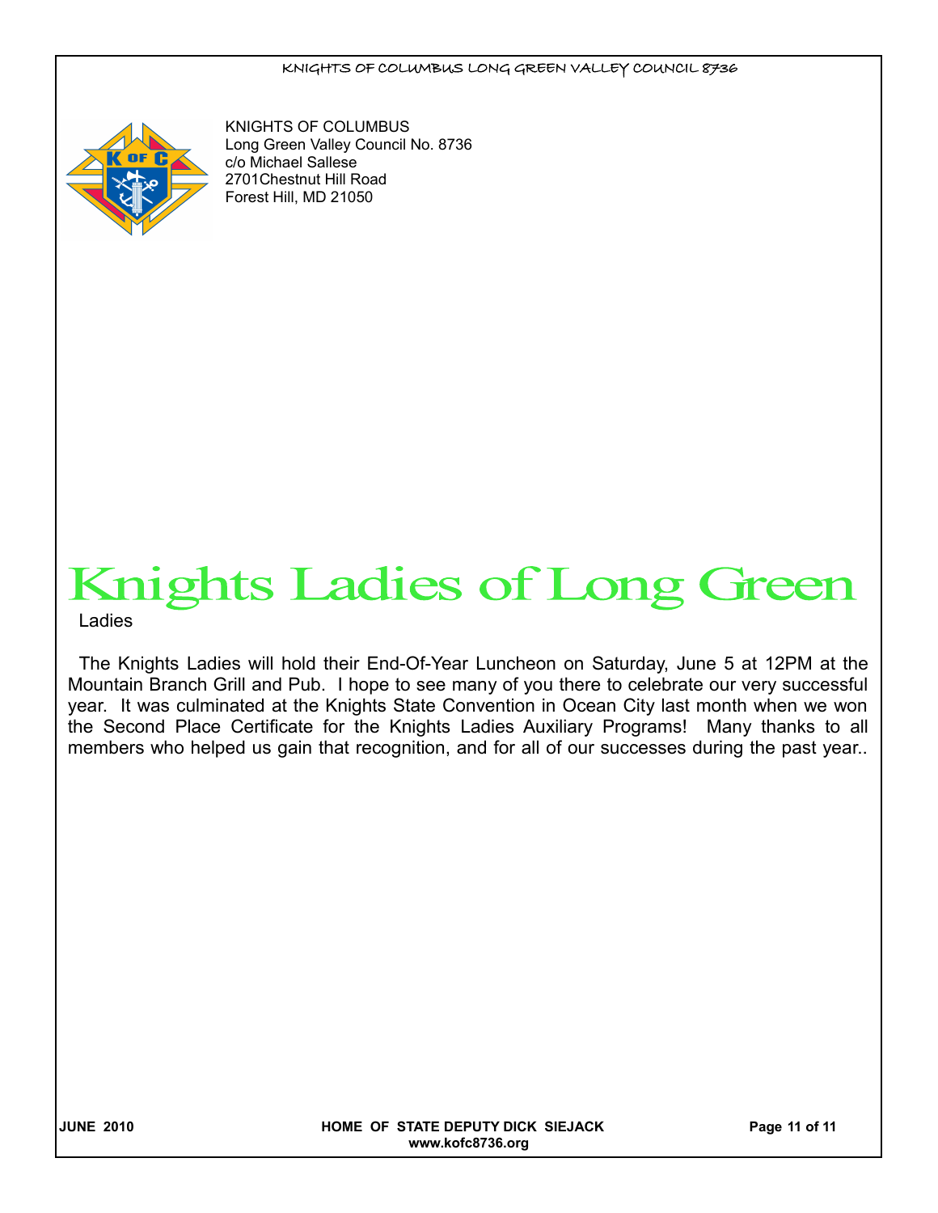KNIGHTS OF COLUMBUS
Long Green Valley Council No. 8736
c/o Michael Sallese
2701Chestnut Hill Road
Forest Hill, MD 21050

# Knights Ladies of Long Green

Ladies

The Knights Ladies will hold their End-Of-Year Luncheon on Saturday, June 5 at 12PM at the Mountain Branch Grill and Pub. I hope to see many of you there to celebrate our very successful year. It was culminated at the Knights State Convention in Ocean City last month when we won the Second Place Certificate for the Knights Ladies Auxiliary Programs! Many thanks to all members who helped us gain that recognition, and for all of our successes during the past year..